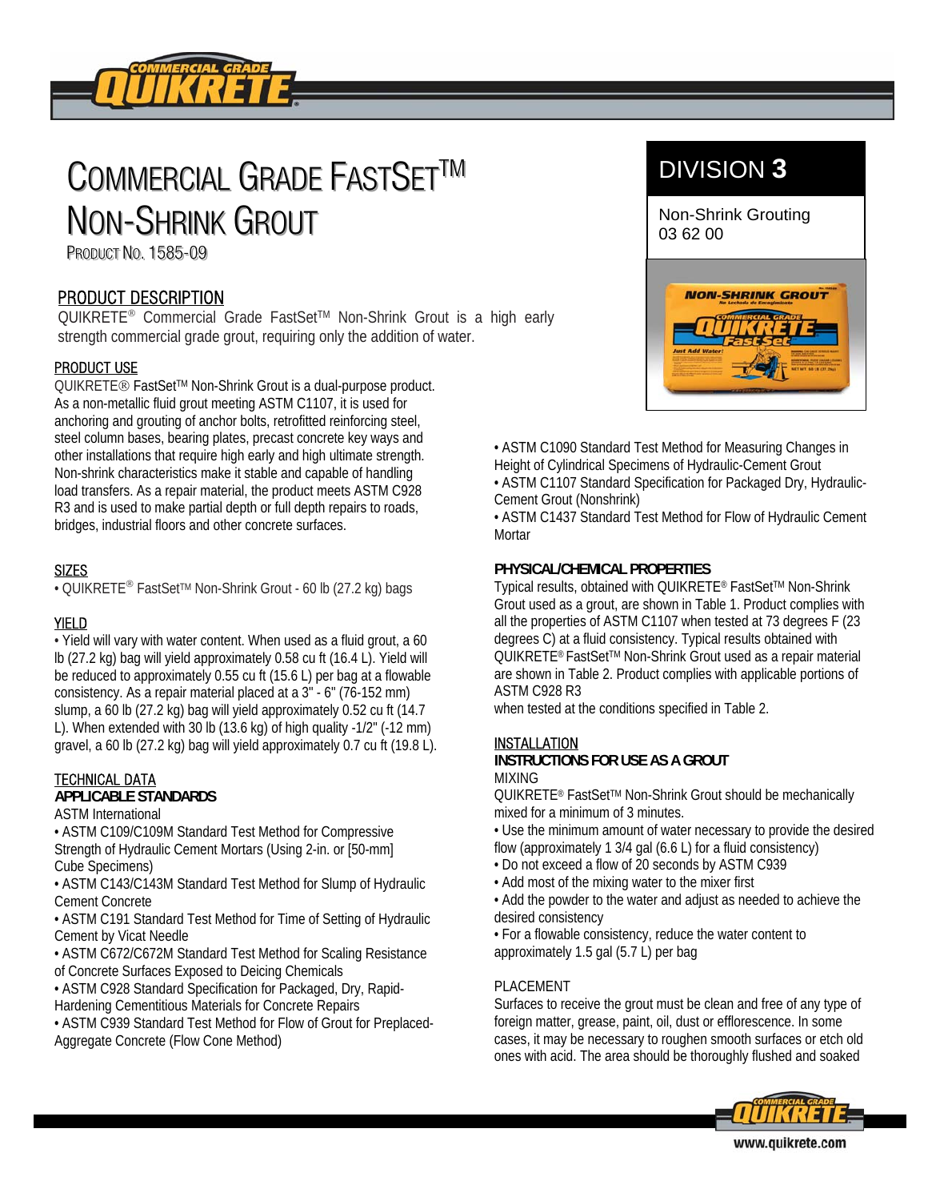# COMMERCIAL GRADE FASTSET™ NON-SHRINK GROUT

PRODUCT NO. 1585-09

**DIVISION 3**

Non-Shrink Grouting
03 62 00

## PRODUCT DESCRIPTION

QUIKRETE® Commercial Grade FastSet™ Non-Shrink Grout is a high early strength commercial grade grout, requiring only the addition of water.

## PRODUCT USE

QUIKRETE® FastSet™ Non-Shrink Grout is a dual-purpose product. As a non-metallic fluid grout meeting ASTM C1107, it is used for anchoring and grouting of anchor bolts, retrofitted reinforcing steel, steel column bases, bearing plates, precast concrete key ways and other installations that require high early and high ultimate strength. Non-shrink characteristics make it stable and capable of handling load transfers. As a repair material, the product meets ASTM C928 R3 and is used to make partial depth or full depth repairs to roads, bridges, industrial floors and other concrete surfaces.

## SIZES

- QUIKRETE® FastSet™ Non-Shrink Grout - 60 lb (27.2 kg) bags

## YIELD

- Yield will vary with water content. When used as a fluid grout, a 60 lb (27.2 kg) bag will yield approximately 0.58 cu ft (16.4 L). Yield will be reduced to approximately 0.55 cu ft (15.6 L) per bag at a flowable consistency. As a repair material placed at a 3" - 6" (76-152 mm) slump, a 60 lb (27.2 kg) bag will yield approximately 0.52 cu ft (14.7 L). When extended with 30 lb (13.6 kg) of high quality -1/2" (-12 mm) gravel, a 60 lb (27.2 kg) bag will yield approximately 0.7 cu ft (19.8 L).

## TECHNICAL DATA

### APPLICABLE STANDARDS

ASTM International

- ASTM C109/C109M Standard Test Method for Compressive Strength of Hydraulic Cement Mortars (Using 2-in. or [50-mm] Cube Specimens)
- ASTM C143/C143M Standard Test Method for Slump of Hydraulic Cement Concrete
- ASTM C191 Standard Test Method for Time of Setting of Hydraulic Cement by Vicat Needle
- ASTM C672/C672M Standard Test Method for Scaling Resistance of Concrete Surfaces Exposed to Deicing Chemicals
- ASTM C928 Standard Specification for Packaged, Dry, Rapid-Hardening Cementitious Materials for Concrete Repairs
- ASTM C939 Standard Test Method for Flow of Grout for Preplaced-Aggregate Concrete (Flow Cone Method)
- ASTM C1090 Standard Test Method for Measuring Changes in Height of Cylindrical Specimens of Hydraulic-Cement Grout
- ASTM C1107 Standard Specification for Packaged Dry, Hydraulic-Cement Grout (Nonshrink)
- ASTM C1437 Standard Test Method for Flow of Hydraulic Cement Mortar

### PHYSICAL/CHEMICAL PROPERTIES

Typical results, obtained with QUIKRETE® FastSet™ Non-Shrink Grout used as a grout, are shown in Table 1. Product complies with all the properties of ASTM C1107 when tested at 73 degrees F (23 degrees C) at a fluid consistency. Typical results obtained with QUIKRETE® FastSet™ Non-Shrink Grout used as a repair material are shown in Table 2. Product complies with applicable portions of ASTM C928 R3
when tested at the conditions specified in Table 2.

## INSTALLATION

### INSTRUCTIONS FOR USE AS A GROUT

MIXING

QUIKRETE® FastSet™ Non-Shrink Grout should be mechanically mixed for a minimum of 3 minutes.

- Use the minimum amount of water necessary to provide the desired flow (approximately 1 3/4 gal (6.6 L) for a fluid consistency)
- Do not exceed a flow of 20 seconds by ASTM C939
- Add most of the mixing water to the mixer first
- Add the powder to the water and adjust as needed to achieve the desired consistency
- For a flowable consistency, reduce the water content to approximately 1.5 gal (5.7 L) per bag

PLACEMENT

Surfaces to receive the grout must be clean and free of any type of foreign matter, grease, paint, oil, dust or efflorescence. In some cases, it may be necessary to roughen smooth surfaces or etch old ones with acid. The area should be thoroughly flushed and soaked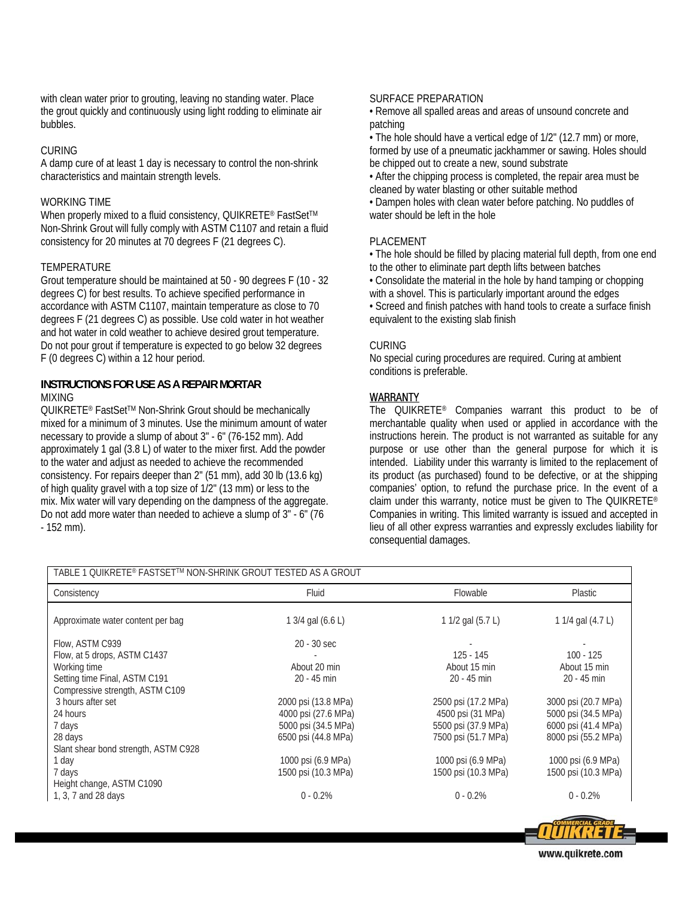with clean water prior to grouting, leaving no standing water. Place the grout quickly and continuously using light rodding to eliminate air bubbles.

CURING

A damp cure of at least 1 day is necessary to control the non-shrink characteristics and maintain strength levels.

WORKING TIME

When properly mixed to a fluid consistency, QUIKRETE® FastSet™ Non-Shrink Grout will fully comply with ASTM C1107 and retain a fluid consistency for 20 minutes at 70 degrees F (21 degrees C).

TEMPERATURE

Grout temperature should be maintained at 50 - 90 degrees F (10 - 32 degrees C) for best results. To achieve specified performance in accordance with ASTM C1107, maintain temperature as close to 70 degrees F (21 degrees C) as possible. Use cold water in hot weather and hot water in cold weather to achieve desired grout temperature. Do not pour grout if temperature is expected to go below 32 degrees F (0 degrees C) within a 12 hour period.

## INSTRUCTIONS FOR USE AS A REPAIR MORTAR

MIXING

QUIKRETE® FastSet™ Non-Shrink Grout should be mechanically mixed for a minimum of 3 minutes. Use the minimum amount of water necessary to provide a slump of about 3" - 6" (76-152 mm). Add approximately 1 gal (3.8 L) of water to the mixer first. Add the powder to the water and adjust as needed to achieve the recommended consistency. For repairs deeper than 2" (51 mm), add 30 lb (13.6 kg) of high quality gravel with a top size of 1/2" (13 mm) or less to the mix. Mix water will vary depending on the dampness of the aggregate. Do not add more water than needed to achieve a slump of 3" - 6" (76 - 152 mm).

SURFACE PREPARATION

- Remove all spalled areas and areas of unsound concrete and patching
- The hole should have a vertical edge of 1/2" (12.7 mm) or more, formed by use of a pneumatic jackhammer or sawing. Holes should be chipped out to create a new, sound substrate
- After the chipping process is completed, the repair area must be cleaned by water blasting or other suitable method
- Dampen holes with clean water before patching. No puddles of water should be left in the hole

PLACEMENT

- The hole should be filled by placing material full depth, from one end to the other to eliminate part depth lifts between batches
- Consolidate the material in the hole by hand tamping or chopping with a shovel. This is particularly important around the edges
- Screed and finish patches with hand tools to create a surface finish equivalent to the existing slab finish

CURING

No special curing procedures are required. Curing at ambient conditions is preferable.

WARRANTY

The QUIKRETE® Companies warrant this product to be of merchantable quality when used or applied in accordance with the instructions herein. The product is not warranted as suitable for any purpose or use other than the general purpose for which it is intended. Liability under this warranty is limited to the replacement of its product (as purchased) found to be defective, or at the shipping companies' option, to refund the purchase price. In the event of a claim under this warranty, notice must be given to The QUIKRETE® Companies in writing. This limited warranty is issued and accepted in lieu of all other express warranties and expressly excludes liability for consequential damages.

TABLE 1 QUIKRETE® FASTSET™ NON-SHRINK GROUT TESTED AS A GROUT

| Consistency | Fluid | Flowable | Plastic |
|---|---|---|---|
| Approximate water content per bag | 1 3/4 gal (6.6 L) | 1 1/2 gal (5.7 L) | 1 1/4 gal (4.7 L) |
| Flow, ASTM C939 | 20 - 30 sec | - | - |
| Flow, at 5 drops, ASTM C1437 | - | 125 - 145 | 100 - 125 |
| Working time | About 20 min | About 15 min | About 15 min |
| Setting time Final, ASTM C191 | 20 - 45 min | 20 - 45 min | 20 - 45 min |
| Compressive strength, ASTM C109 | | | |
| 3 hours after set | 2000 psi (13.8 MPa) | 2500 psi (17.2 MPa) | 3000 psi (20.7 MPa) |
| 24 hours | 4000 psi (27.6 MPa) | 4500 psi (31 MPa) | 5000 psi (34.5 MPa) |
| 7 days | 5000 psi (34.5 MPa) | 5500 psi (37.9 MPa) | 6000 psi (41.4 MPa) |
| 28 days | 6500 psi (44.8 MPa) | 7500 psi (51.7 MPa) | 8000 psi (55.2 MPa) |
| Slant shear bond strength, ASTM C928 | | | |
| 1 day | 1000 psi (6.9 MPa) | 1000 psi (6.9 MPa) | 1000 psi (6.9 MPa) |
| 7 days | 1500 psi (10.3 MPa) | 1500 psi (10.3 MPa) | 1500 psi (10.3 MPa) |
| Height change, ASTM C1090 | | | |
| 1, 3, 7 and 28 days | 0 - 0.2% | 0 - 0.2% | 0 - 0.2% |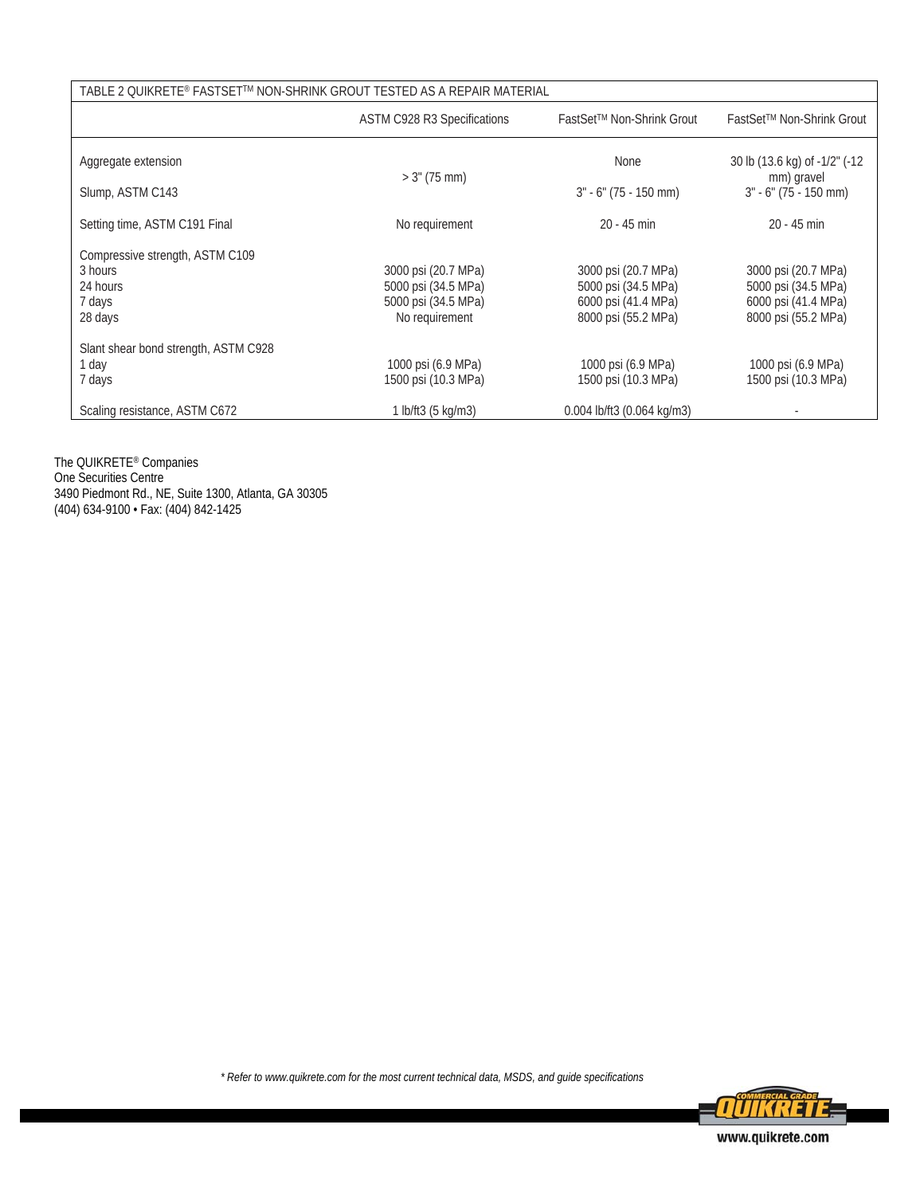| TABLE 2 QUIKRETE® FASTSET™ NON-SHRINK GROUT TESTED AS A REPAIR MATERIAL | | | |
|---|---|---|---|
| | ASTM C928 R3 Specifications | FastSet™ Non-Shrink Grout | FastSet™ Non-Shrink Grout |
| Aggregate extension | | None | 30 lb (13.6 kg) of -1/2" (-12 mm) gravel |
| Slump, ASTM C143 | > 3" (75 mm) | 3" - 6" (75 - 150 mm) | 3" - 6" (75 - 150 mm) |
| Setting time, ASTM C191 Final | No requirement | 20 - 45 min | 20 - 45 min |
| Compressive strength, ASTM C109 | | | |
| 3 hours | 3000 psi (20.7 MPa) | 3000 psi (20.7 MPa) | 3000 psi (20.7 MPa) |
| 24 hours | 5000 psi (34.5 MPa) | 5000 psi (34.5 MPa) | 5000 psi (34.5 MPa) |
| 7 days | 5000 psi (34.5 MPa) | 6000 psi (41.4 MPa) | 6000 psi (41.4 MPa) |
| 28 days | No requirement | 8000 psi (55.2 MPa) | 8000 psi (55.2 MPa) |
| Slant shear bond strength, ASTM C928 | | | |
| 1 day | 1000 psi (6.9 MPa) | 1000 psi (6.9 MPa) | 1000 psi (6.9 MPa) |
| 7 days | 1500 psi (10.3 MPa) | 1500 psi (10.3 MPa) | 1500 psi (10.3 MPa) |
| Scaling resistance, ASTM C672 | 1 lb/ft3 (5 kg/m3) | 0.004 lb/ft3 (0.064 kg/m3) | - |

The QUIKRETE® Companies
One Securities Centre
3490 Piedmont Rd., NE, Suite 1300, Atlanta, GA 30305
(404) 634-9100 • Fax: (404) 842-1425

*\* Refer to www.quikrete.com for the most current technical data, MSDS, and guide specifications*

www.quikrete.com